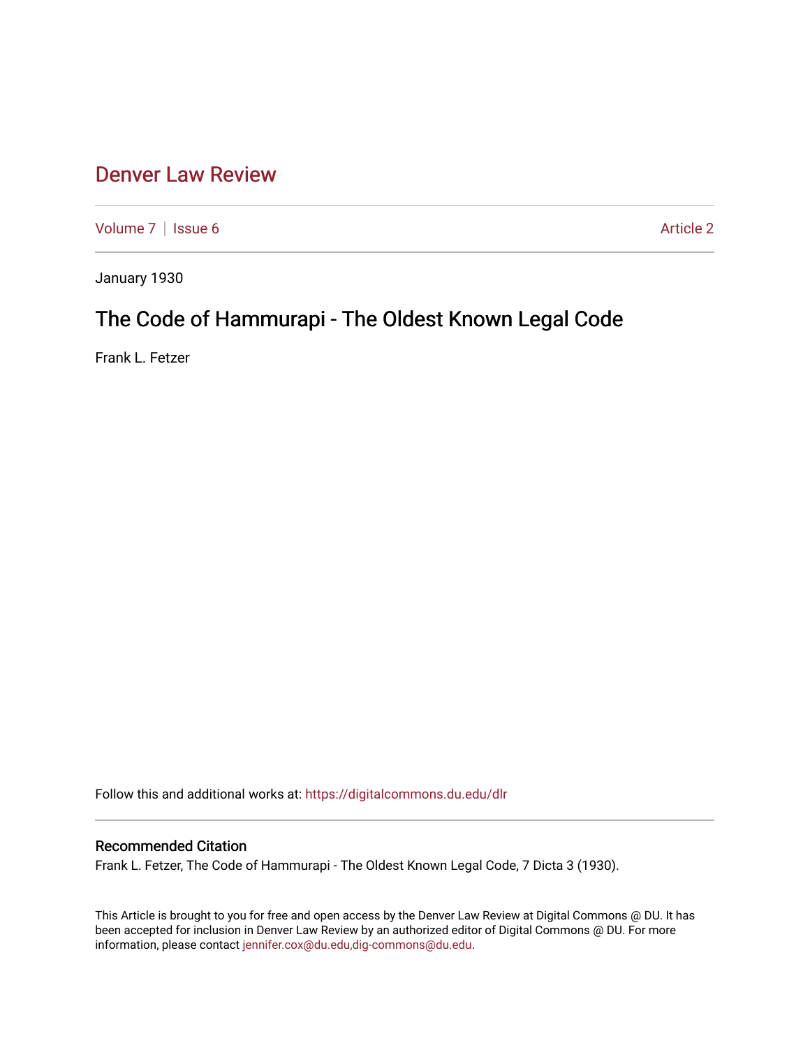# Denver Law Review

Volume 7 | Issue 6 Article 2

January 1930

## The Code of Hammurapi - The Oldest Known Legal Code

Frank L. Fetzer

Follow this and additional works at: https://digitalcommons.du.edu/dlr

### Recommended Citation

Frank L. Fetzer, The Code of Hammurapi - The Oldest Known Legal Code, 7 Dicta 3 (1930).

This Article is brought to you for free and open access by the Denver Law Review at Digital Commons @ DU. It has been accepted for inclusion in Denver Law Review by an authorized editor of Digital Commons @ DU. For more information, please contact jennifer.cox@du.edu,dig-commons@du.edu.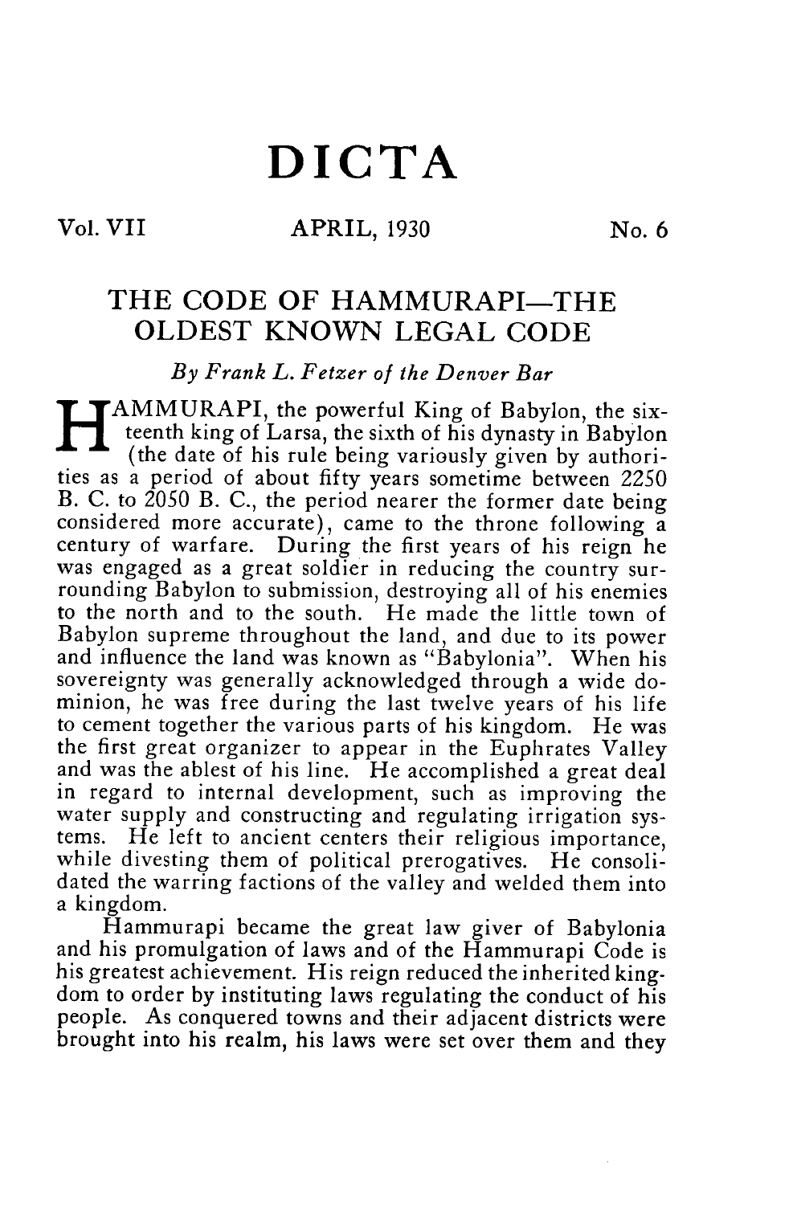# DICTA

Vol. VII APRIL, 1930 No. 6

## THE CODE OF HAMMURAPI—THE OLDEST KNOWN LEGAL CODE

*By Frank L. Fetzer of the Denver Bar*

HAMMURAPI, the powerful King of Babylon, the sixteenth king of Larsa, the sixth of his dynasty in Babylon (the date of his rule being variously given by authorities as a period of about fifty years sometime between 2250 B. C. to 2050 B. C., the period nearer the former date being considered more accurate), came to the throne following a century of warfare. During the first years of his reign he was engaged as a great soldier in reducing the country surrounding Babylon to submission, destroying all of his enemies to the north and to the south. He made the little town of Babylon supreme throughout the land, and due to its power and influence the land was known as "Babylonia". When his sovereignty was generally acknowledged through a wide dominion, he was free during the last twelve years of his life to cement together the various parts of his kingdom. He was the first great organizer to appear in the Euphrates Valley and was the ablest of his line. He accomplished a great deal in regard to internal development, such as improving the water supply and constructing and regulating irrigation systems. He left to ancient centers their religious importance, while divesting them of political prerogatives. He consolidated the warring factions of the valley and welded them into a kingdom.

Hammurapi became the great law giver of Babylonia and his promulgation of laws and of the Hammurapi Code is his greatest achievement. His reign reduced the inherited kingdom to order by instituting laws regulating the conduct of his people. As conquered towns and their adjacent districts were brought into his realm, his laws were set over them and they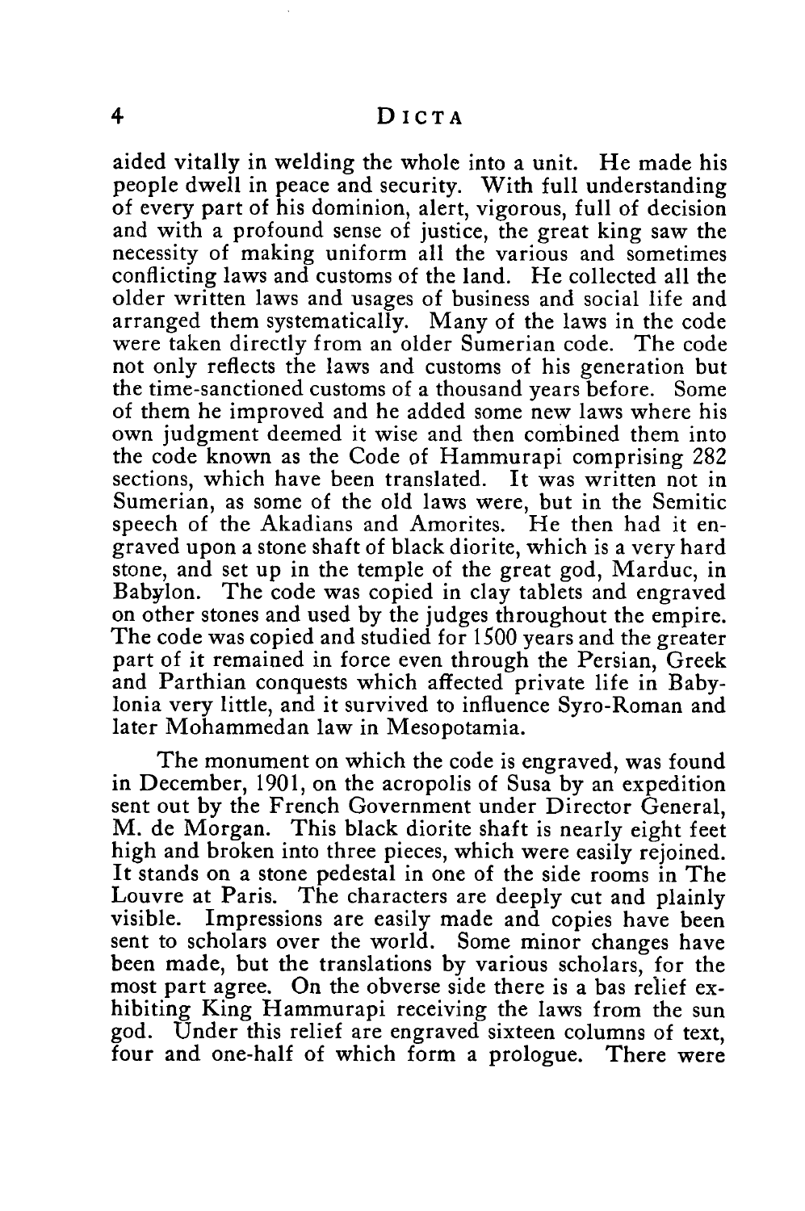aided vitally in welding the whole into a unit. He made his people dwell in peace and security. With full understanding of every part of his dominion, alert, vigorous, full of decision and with a profound sense of justice, the great king saw the necessity of making uniform all the various and sometimes conflicting laws and customs of the land. He collected all the older written laws and usages of business and social life and arranged them systematically. Many of the laws in the code were taken directly from an older Sumerian code. The code not only reflects the laws and customs of his generation but the time-sanctioned customs of a thousand years before. Some of them he improved and he added some new laws where his own judgment deemed it wise and then combined them into the code known as the Code of Hammurapi comprising 282 sections, which have been translated. It was written not in Sumerian, as some of the old laws were, but in the Semitic speech of the Akadians and Amorites. He then had it engraved upon a stone shaft of black diorite, which is a very hard stone, and set up in the temple of the great god, Marduc, in Babylon. The code was copied in clay tablets and engraved on other stones and used by the judges throughout the empire. The code was copied and studied for 1500 years and the greater part of it remained in force even through the Persian, Greek and Parthian conquests which affected private life in Babylonia very little, and it survived to influence Syro-Roman and later Mohammedan law in Mesopotamia.

The monument on which the code is engraved, was found in December, 1901, on the acropolis of Susa by an expedition sent out by the French Government under Director General, M. de Morgan. This black diorite shaft is nearly eight feet high and broken into three pieces, which were easily rejoined. It stands on a stone pedestal in one of the side rooms in The Louvre at Paris. The characters are deeply cut and plainly visible. Impressions are easily made and copies have been sent to scholars over the world. Some minor changes have been made, but the translations by various scholars, for the most part agree. On the obverse side there is a bas relief exhibiting King Hammurapi receiving the laws from the sun god. Under this relief are engraved sixteen columns of text, four and one-half of which form a prologue. There were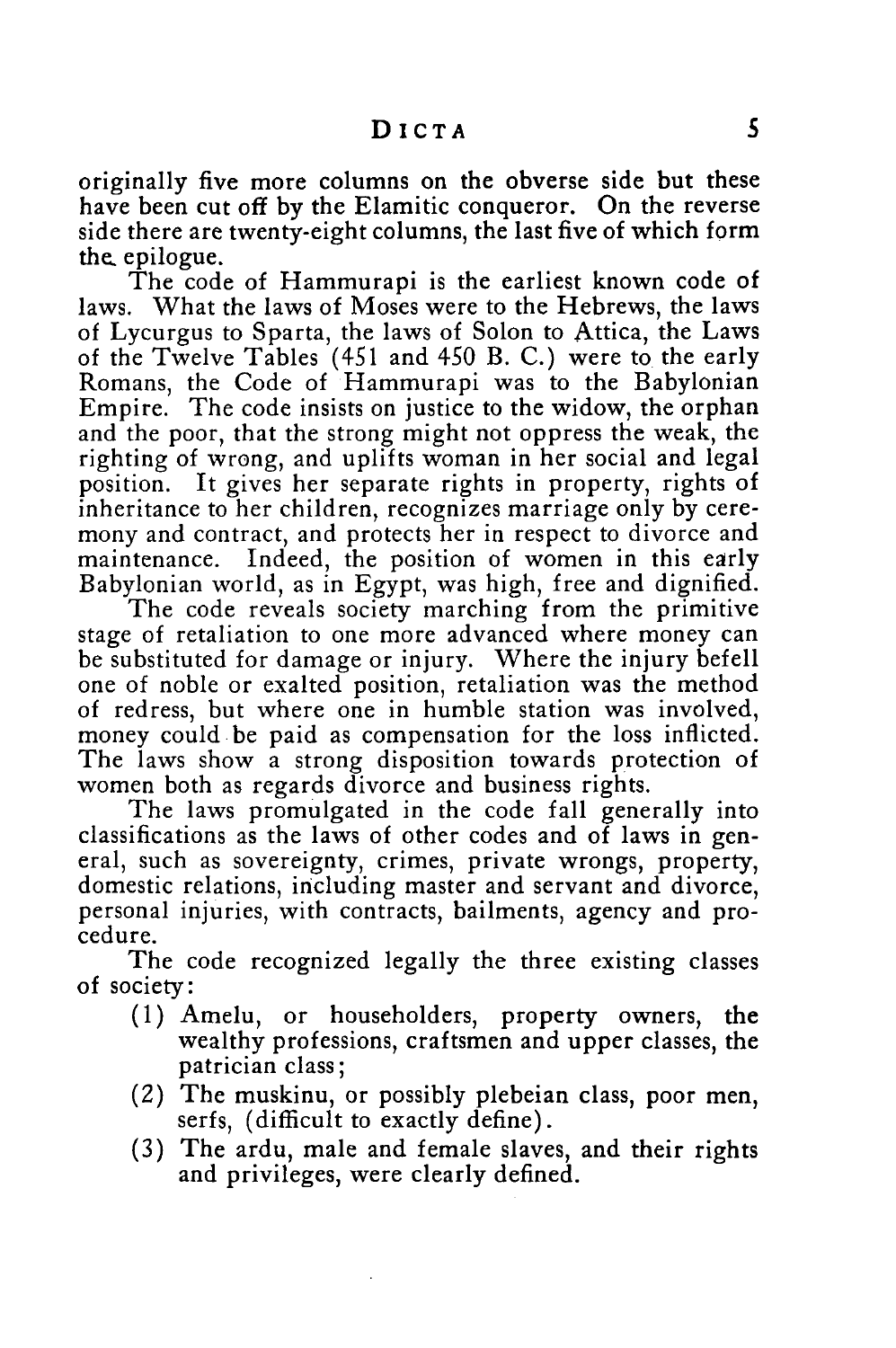originally five more columns on the obverse side but these have been cut off by the Elamitic conqueror. On the reverse side there are twenty-eight columns, the last five of which form the epilogue.

The code of Hammurapi is the earliest known code of laws. What the laws of Moses were to the Hebrews, the laws of Lycurgus to Sparta, the laws of Solon to Attica, the Laws of the Twelve Tables (451 and 450 B. C.) were to the early Romans, the Code of Hammurapi was to the Babylonian Empire. The code insists on justice to the widow, the orphan and the poor, that the strong might not oppress the weak, the righting of wrong, and uplifts woman in her social and legal position. It gives her separate rights in property, rights of inheritance to her children, recognizes marriage only by ceremony and contract, and protects her in respect to divorce and maintenance. Indeed, the position of women in this early Babylonian world, as in Egypt, was high, free and dignified.

The code reveals society marching from the primitive stage of retaliation to one more advanced where money can be substituted for damage or injury. Where the injury befell one of noble or exalted position, retaliation was the method of redress, but where one in humble station was involved, money could be paid as compensation for the loss inflicted. The laws show a strong disposition towards protection of women both as regards divorce and business rights.

The laws promulgated in the code fall generally into classifications as the laws of other codes and of laws in general, such as sovereignty, crimes, private wrongs, property, domestic relations, including master and servant and divorce, personal injuries, with contracts, bailments, agency and procedure.

The code recognized legally the three existing classes of society:

(1) Amelu, or householders, property owners, the wealthy professions, craftsmen and upper classes, the patrician class;

(2) The muskinu, or possibly plebeian class, poor men, serfs, (difficult to exactly define).

(3) The ardu, male and female slaves, and their rights and privileges, were clearly defined.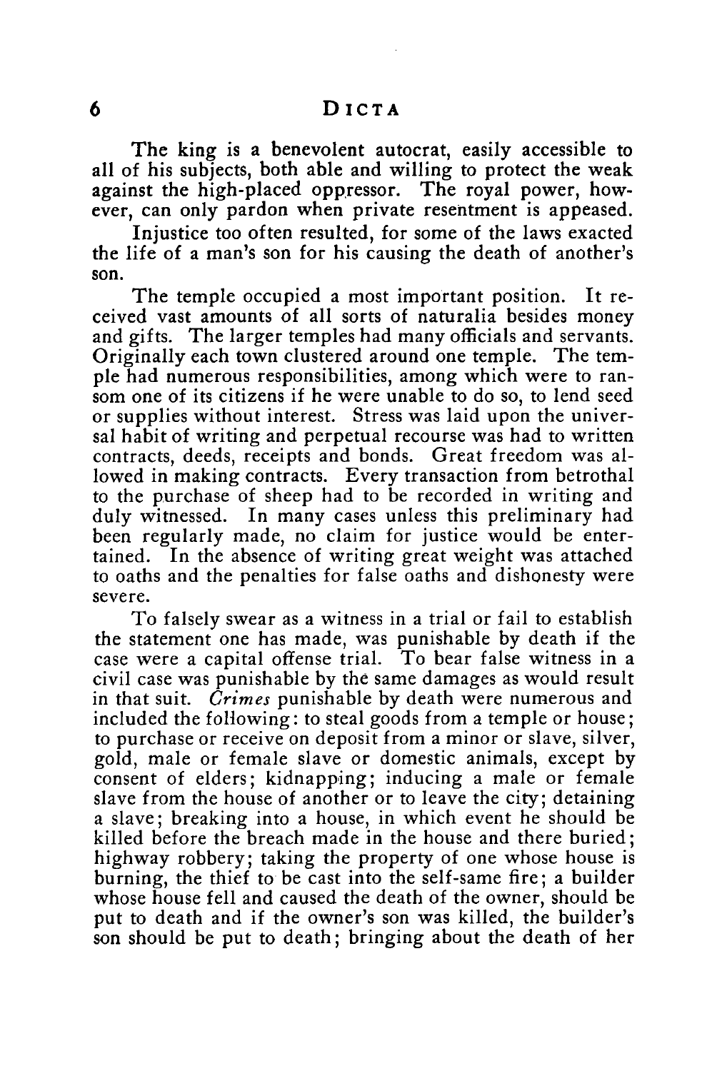The king is a benevolent autocrat, easily accessible to all of his subjects, both able and willing to protect the weak against the high-placed oppressor. The royal power, however, can only pardon when private resentment is appeased.

Injustice too often resulted, for some of the laws exacted the life of a man's son for his causing the death of another's son.

The temple occupied a most important position. It received vast amounts of all sorts of naturalia besides money and gifts. The larger temples had many officials and servants. Originally each town clustered around one temple. The temple had numerous responsibilities, among which were to ransom one of its citizens if he were unable to do so, to lend seed or supplies without interest. Stress was laid upon the universal habit of writing and perpetual recourse was had to written contracts, deeds, receipts and bonds. Great freedom was allowed in making contracts. Every transaction from betrothal to the purchase of sheep had to be recorded in writing and duly witnessed. In many cases unless this preliminary had been regularly made, no claim for justice would be entertained. In the absence of writing great weight was attached to oaths and the penalties for false oaths and dishonesty were severe.

To falsely swear as a witness in a trial or fail to establish the statement one has made, was punishable by death if the case were a capital offense trial. To bear false witness in a civil case was punishable by the same damages as would result in that suit. *Crimes* punishable by death were numerous and included the following: to steal goods from a temple or house; to purchase or receive on deposit from a minor or slave, silver, gold, male or female slave or domestic animals, except by consent of elders; kidnapping; inducing a male or female slave from the house of another or to leave the city; detaining a slave; breaking into a house, in which event he should be killed before the breach made in the house and there buried; highway robbery; taking the property of one whose house is burning, the thief to be cast into the self-same fire; a builder whose house fell and caused the death of the owner, should be put to death and if the owner's son was killed, the builder's son should be put to death; bringing about the death of her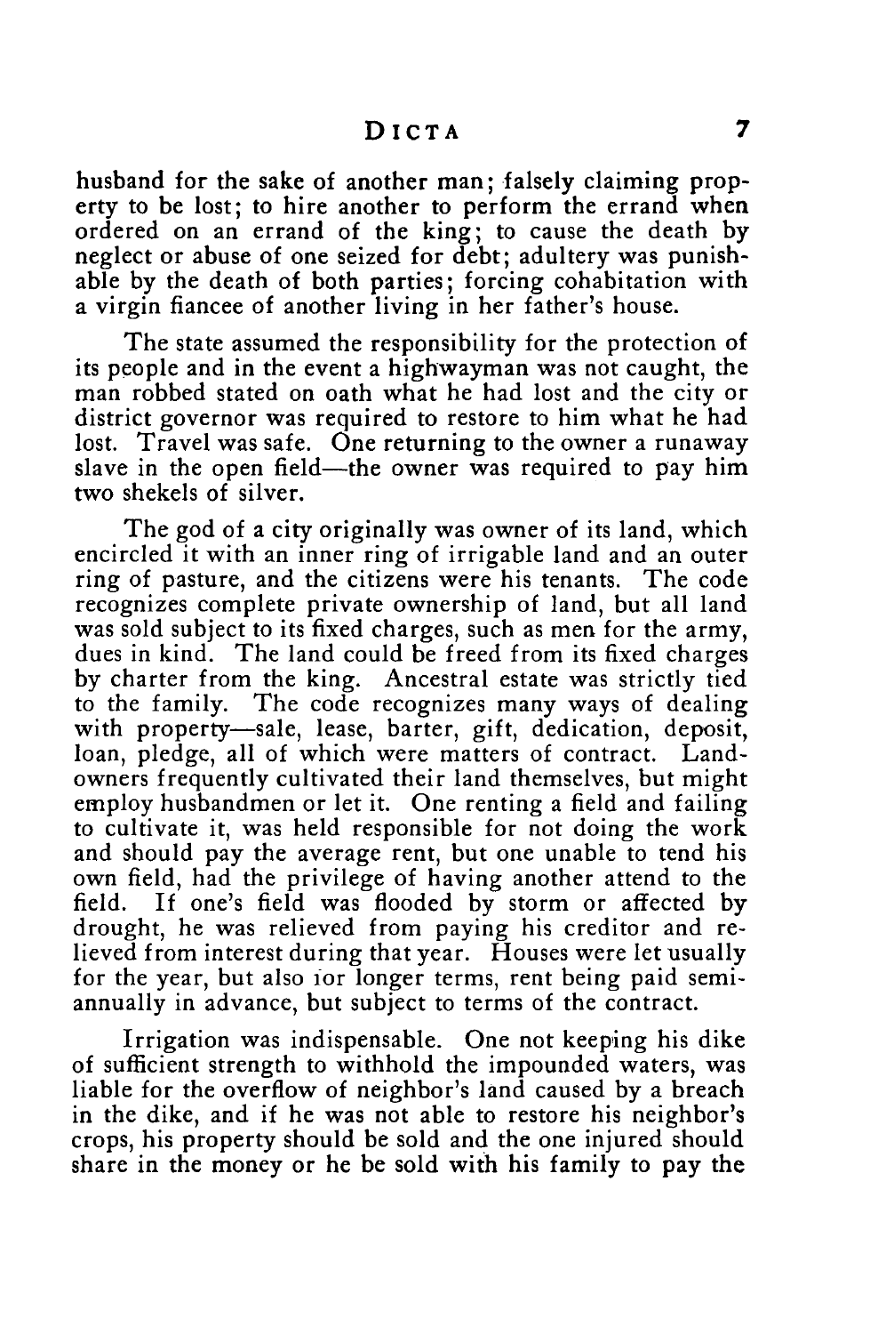husband for the sake of another man; falsely claiming property to be lost; to hire another to perform the errand when ordered on an errand of the king; to cause the death by neglect or abuse of one seized for debt; adultery was punishable by the death of both parties; forcing cohabitation with a virgin fiancee of another living in her father's house.

The state assumed the responsibility for the protection of its people and in the event a highwayman was not caught, the man robbed stated on oath what he had lost and the city or district governor was required to restore to him what he had lost. Travel was safe. One returning to the owner a runaway slave in the open field—the owner was required to pay him two shekels of silver.

The god of a city originally was owner of its land, which encircled it with an inner ring of irrigable land and an outer ring of pasture, and the citizens were his tenants. The code recognizes complete private ownership of land, but all land was sold subject to its fixed charges, such as men for the army, dues in kind. The land could be freed from its fixed charges by charter from the king. Ancestral estate was strictly tied to the family. The code recognizes many ways of dealing with property—sale, lease, barter, gift, dedication, deposit, loan, pledge, all of which were matters of contract. Landowners frequently cultivated their land themselves, but might employ husbandmen or let it. One renting a field and failing to cultivate it, was held responsible for not doing the work and should pay the average rent, but one unable to tend his own field, had the privilege of having another attend to the field. If one's field was flooded by storm or affected by drought, he was relieved from paying his creditor and relieved from interest during that year. Houses were let usually for the year, but also for longer terms, rent being paid semiannually in advance, but subject to terms of the contract.

Irrigation was indispensable. One not keeping his dike of sufficient strength to withhold the impounded waters, was liable for the overflow of neighbor's land caused by a breach in the dike, and if he was not able to restore his neighbor's crops, his property should be sold and the one injured should share in the money or he be sold with his family to pay the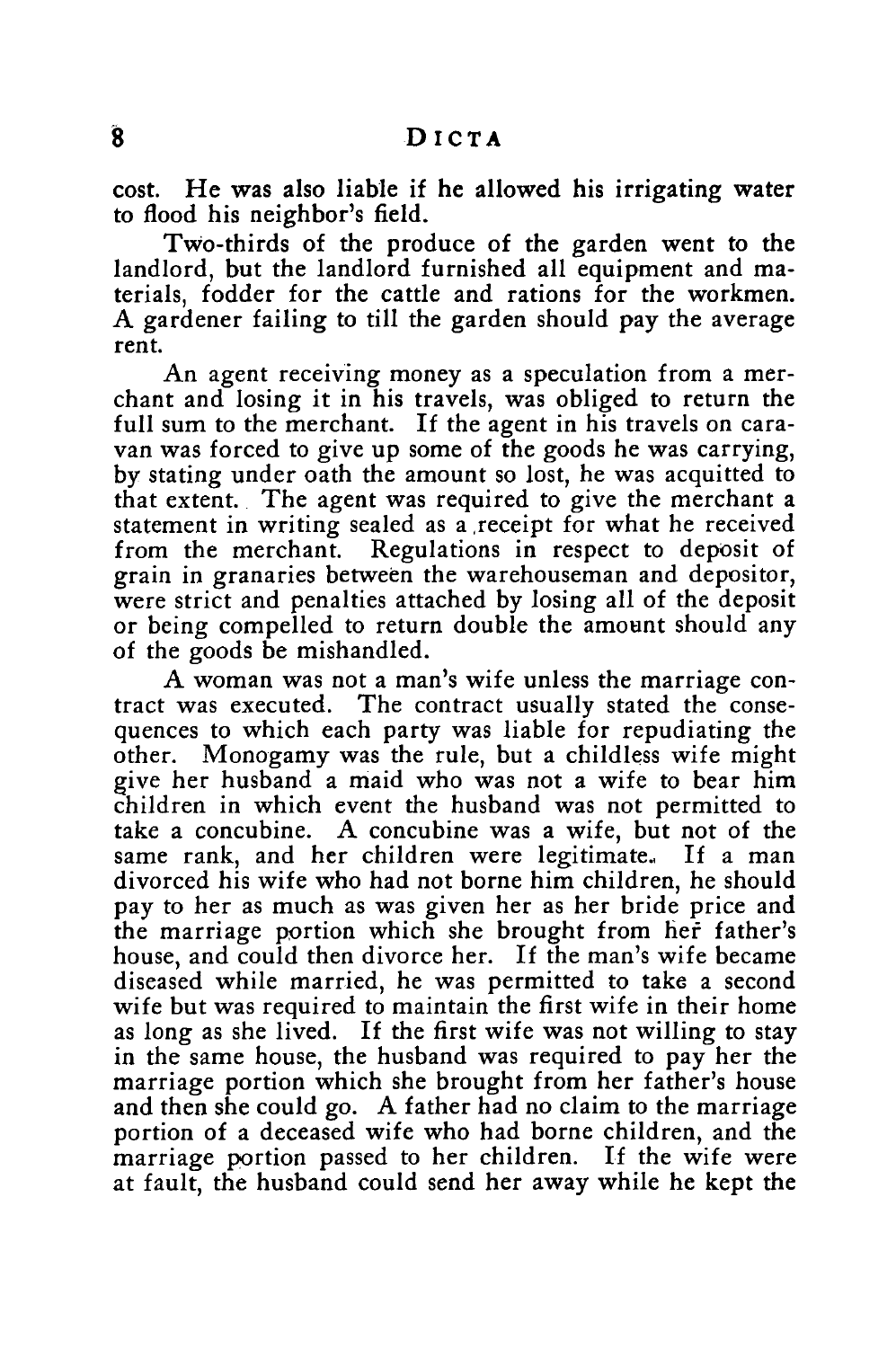cost. He was also liable if he allowed his irrigating water to flood his neighbor's field.

Two-thirds of the produce of the garden went to the landlord, but the landlord furnished all equipment and materials, fodder for the cattle and rations for the workmen. A gardener failing to till the garden should pay the average rent.

An agent receiving money as a speculation from a merchant and losing it in his travels, was obliged to return the full sum to the merchant. If the agent in his travels on caravan was forced to give up some of the goods he was carrying, by stating under oath the amount so lost, he was acquitted to that extent. The agent was required to give the merchant a statement in writing sealed as a receipt for what he received from the merchant. Regulations in respect to deposit of grain in granaries between the warehouseman and depositor, were strict and penalties attached by losing all of the deposit or being compelled to return double the amount should any of the goods be mishandled.

A woman was not a man's wife unless the marriage contract was executed. The contract usually stated the consequences to which each party was liable for repudiating the other. Monogamy was the rule, but a childless wife might give her husband a maid who was not a wife to bear him children in which event the husband was not permitted to take a concubine. A concubine was a wife, but not of the same rank, and her children were legitimate. If a man divorced his wife who had not borne him children, he should pay to her as much as was given her as her bride price and the marriage portion which she brought from her father's house, and could then divorce her. If the man's wife became diseased while married, he was permitted to take a second wife but was required to maintain the first wife in their home as long as she lived. If the first wife was not willing to stay in the same house, the husband was required to pay her the marriage portion which she brought from her father's house and then she could go. A father had no claim to the marriage portion of a deceased wife who had borne children, and the marriage portion passed to her children. If the wife were at fault, the husband could send her away while he kept the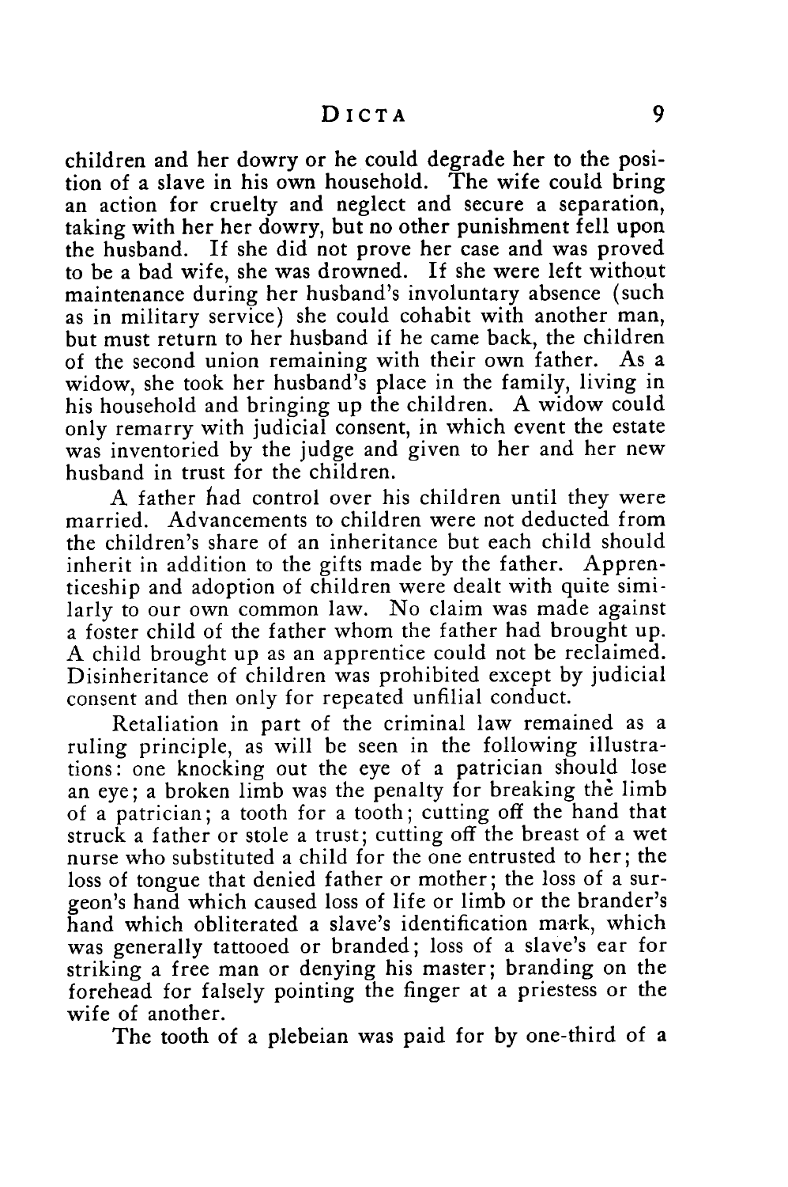children and her dowry or he could degrade her to the position of a slave in his own household. The wife could bring an action for cruelty and neglect and secure a separation, taking with her her dowry, but no other punishment fell upon the husband. If she did not prove her case and was proved to be a bad wife, she was drowned. If she were left without maintenance during her husband's involuntary absence (such as in military service) she could cohabit with another man, but must return to her husband if he came back, the children of the second union remaining with their own father. As a widow, she took her husband's place in the family, living in his household and bringing up the children. A widow could only remarry with judicial consent, in which event the estate was inventoried by the judge and given to her and her new husband in trust for the children.

A father had control over his children until they were married. Advancements to children were not deducted from the children's share of an inheritance but each child should inherit in addition to the gifts made by the father. Apprenticeship and adoption of children were dealt with quite similarly to our own common law. No claim was made against a foster child of the father whom the father had brought up. A child brought up as an apprentice could not be reclaimed. Disinheritance of children was prohibited except by judicial consent and then only for repeated unfilial conduct.

Retaliation in part of the criminal law remained as a ruling principle, as will be seen in the following illustrations: one knocking out the eye of a patrician should lose an eye; a broken limb was the penalty for breaking the limb of a patrician; a tooth for a tooth; cutting off the hand that struck a father or stole a trust; cutting off the breast of a wet nurse who substituted a child for the one entrusted to her; the loss of tongue that denied father or mother; the loss of a surgeon's hand which caused loss of life or limb or the brander's hand which obliterated a slave's identification mark, which was generally tattooed or branded; loss of a slave's ear for striking a free man or denying his master; branding on the forehead for falsely pointing the finger at a priestess or the wife of another.

The tooth of a plebeian was paid for by one-third of a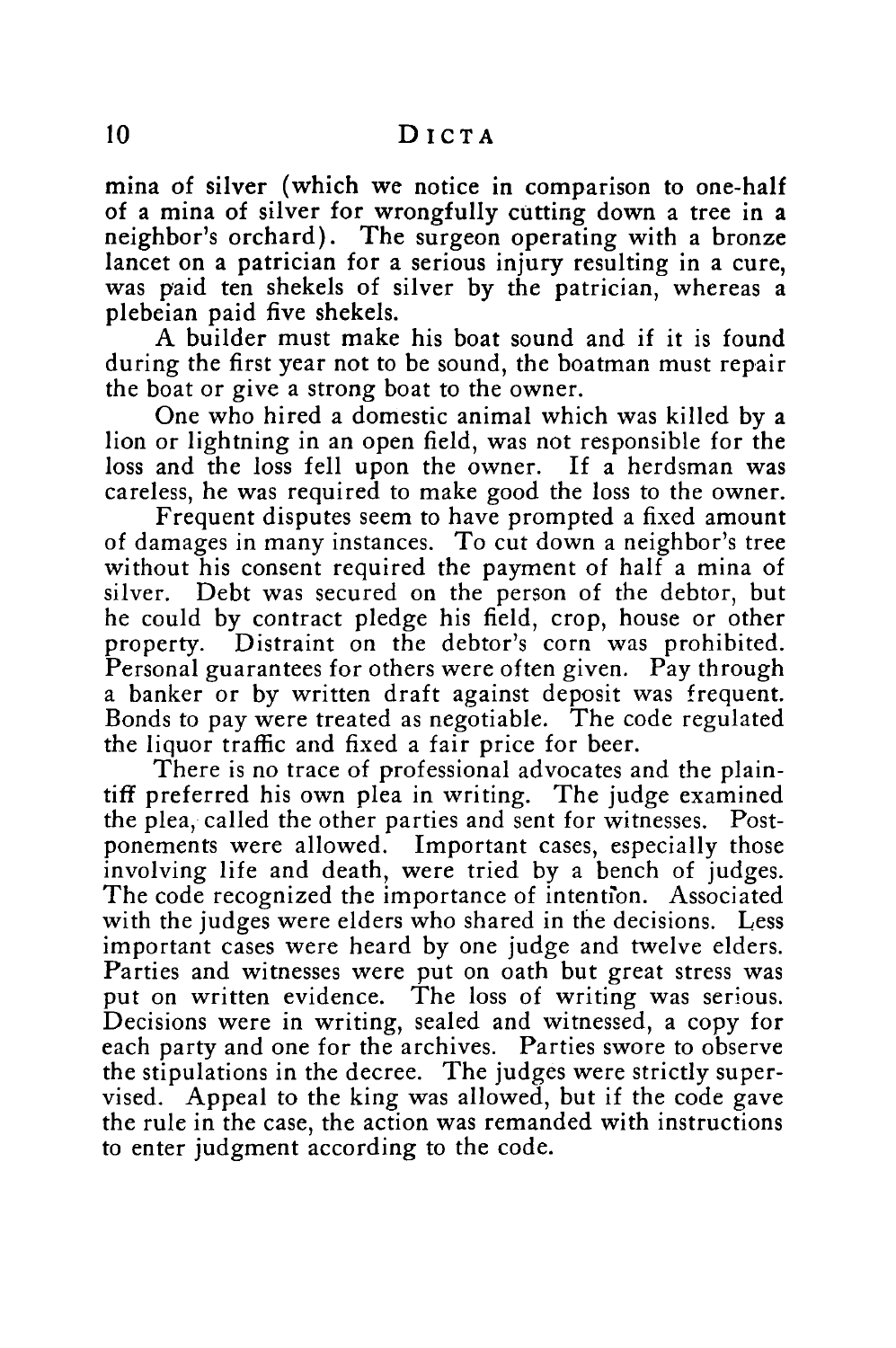mina of silver (which we notice in comparison to one-half of a mina of silver for wrongfully cutting down a tree in a neighbor's orchard). The surgeon operating with a bronze lancet on a patrician for a serious injury resulting in a cure, was paid ten shekels of silver by the patrician, whereas a plebeian paid five shekels.

A builder must make his boat sound and if it is found during the first year not to be sound, the boatman must repair the boat or give a strong boat to the owner.

One who hired a domestic animal which was killed by a lion or lightning in an open field, was not responsible for the loss and the loss fell upon the owner. If a herdsman was careless, he was required to make good the loss to the owner.

Frequent disputes seem to have prompted a fixed amount of damages in many instances. To cut down a neighbor's tree without his consent required the payment of half a mina of silver. Debt was secured on the person of the debtor, but he could by contract pledge his field, crop, house or other property. Distraint on the debtor's corn was prohibited. Personal guarantees for others were often given. Pay through a banker or by written draft against deposit was frequent. Bonds to pay were treated as negotiable. The code regulated the liquor traffic and fixed a fair price for beer.

There is no trace of professional advocates and the plaintiff preferred his own plea in writing. The judge examined the plea, called the other parties and sent for witnesses. Postponements were allowed. Important cases, especially those involving life and death, were tried by a bench of judges. The code recognized the importance of intention. Associated with the judges were elders who shared in the decisions. Less important cases were heard by one judge and twelve elders. Parties and witnesses were put on oath but great stress was put on written evidence. The loss of writing was serious. Decisions were in writing, sealed and witnessed, a copy for each party and one for the archives. Parties swore to observe the stipulations in the decree. The judges were strictly supervised. Appeal to the king was allowed, but if the code gave the rule in the case, the action was remanded with instructions to enter judgment according to the code.